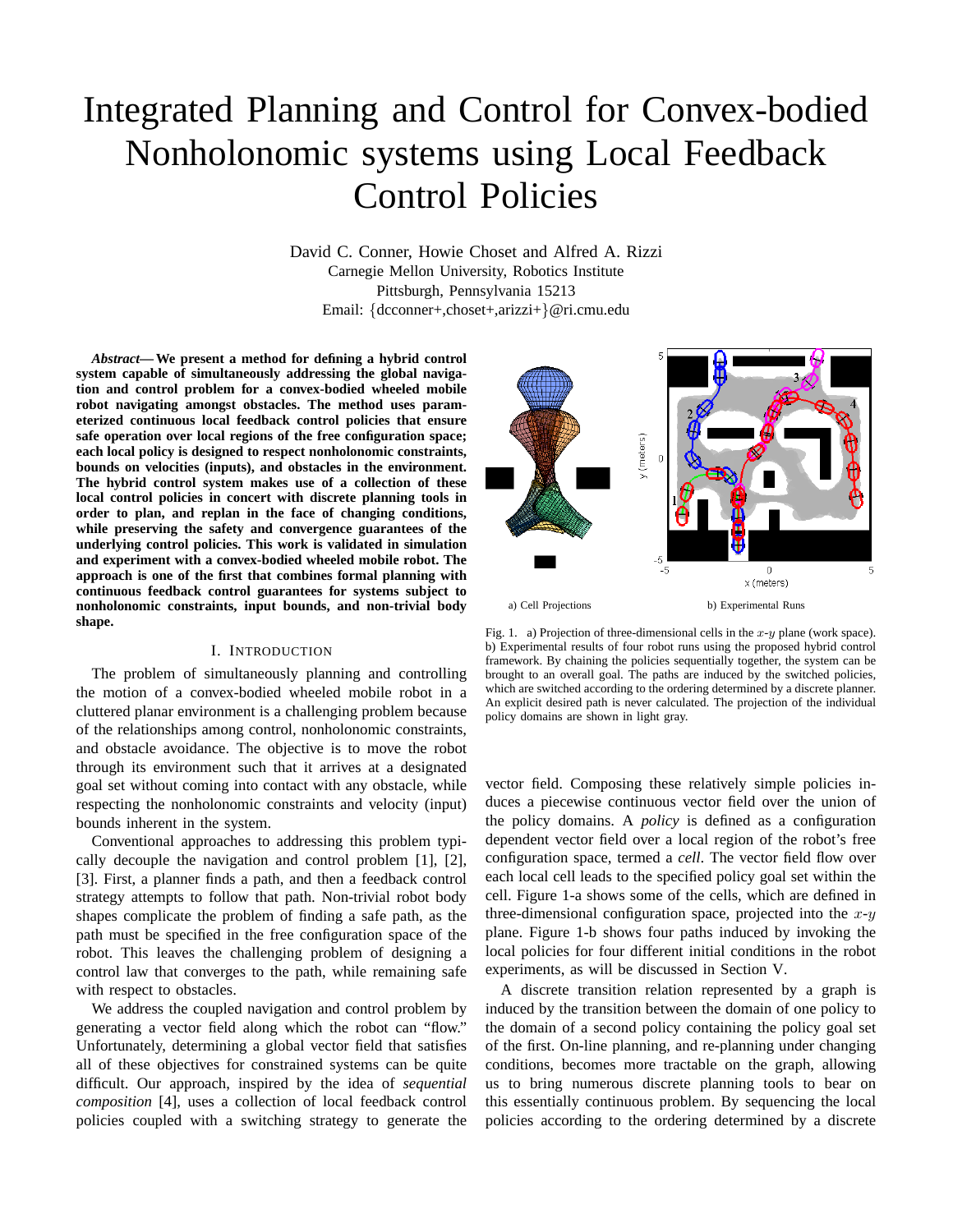# Integrated Planning and Control for Convex-bodied Nonholonomic systems using Local Feedback Control Policies

David C. Conner, Howie Choset and Alfred A. Rizzi
Carnegie Mellon University, Robotics Institute
Pittsburgh, Pennsylvania 15213
Email: {dcconner+,choset+,arizzi+}@ri.cmu.edu

***Abstract*— We present a method for defining a hybrid control system capable of simultaneously addressing the global navigation and control problem for a convex-bodied wheeled mobile robot navigating amongst obstacles. The method uses parameterized continuous local feedback control policies that ensure safe operation over local regions of the free configuration space; each local policy is designed to respect nonholonomic constraints, bounds on velocities (inputs), and obstacles in the environment. The hybrid control system makes use of a collection of these local control policies in concert with discrete planning tools in order to plan, and replan in the face of changing conditions, while preserving the safety and convergence guarantees of the underlying control policies. This work is validated in simulation and experiment with a convex-bodied wheeled mobile robot. The approach is one of the first that combines formal planning with continuous feedback control guarantees for systems subject to nonholonomic constraints, input bounds, and non-trivial body shape.**

a) Cell Projections

b) Experimental Runs

Fig. 1. a) Projection of three-dimensional cells in the $x$-$y$ plane (work space). b) Experimental results of four robot runs using the proposed hybrid control framework. By chaining the policies sequentially together, the system can be brought to an overall goal. The paths are induced by the switched policies, which are switched according to the ordering determined by a discrete planner. An explicit desired path is never calculated. The projection of the individual policy domains are shown in light gray.

## I. Introduction

The problem of simultaneously planning and controlling the motion of a convex-bodied wheeled mobile robot in a cluttered planar environment is a challenging problem because of the relationships among control, nonholonomic constraints, and obstacle avoidance. The objective is to move the robot through its environment such that it arrives at a designated goal set without coming into contact with any obstacle, while respecting the nonholonomic constraints and velocity (input) bounds inherent in the system.

Conventional approaches to addressing this problem typically decouple the navigation and control problem [1], [2], [3]. First, a planner finds a path, and then a feedback control strategy attempts to follow that path. Non-trivial robot body shapes complicate the problem of finding a safe path, as the path must be specified in the free configuration space of the robot. This leaves the challenging problem of designing a control law that converges to the path, while remaining safe with respect to obstacles.

We address the coupled navigation and control problem by generating a vector field along which the robot can "flow." Unfortunately, determining a global vector field that satisfies all of these objectives for constrained systems can be quite difficult. Our approach, inspired by the idea of *sequential composition* [4], uses a collection of local feedback control policies coupled with a switching strategy to generate the vector field. Composing these relatively simple policies induces a piecewise continuous vector field over the union of the policy domains. A *policy* is defined as a configuration dependent vector field over a local region of the robot's free configuration space, termed a *cell*. The vector field flow over each local cell leads to the specified policy goal set within the cell. Figure 1-a shows some of the cells, which are defined in three-dimensional configuration space, projected into the $x$-$y$ plane. Figure 1-b shows four paths induced by invoking the local policies for four different initial conditions in the robot experiments, as will be discussed in Section V.

A discrete transition relation represented by a graph is induced by the transition between the domain of one policy to the domain of a second policy containing the policy goal set of the first. On-line planning, and re-planning under changing conditions, becomes more tractable on the graph, allowing us to bring numerous discrete planning tools to bear on this essentially continuous problem. By sequencing the local policies according to the ordering determined by a discrete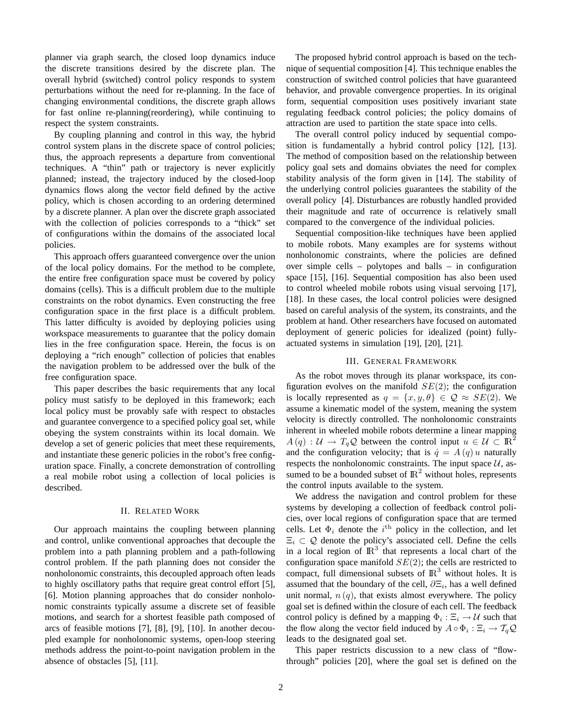planner via graph search, the closed loop dynamics induce the discrete transitions desired by the discrete plan. The overall hybrid (switched) control policy responds to system perturbations without the need for re-planning. In the face of changing environmental conditions, the discrete graph allows for fast online re-planning(reordering), while continuing to respect the system constraints.

By coupling planning and control in this way, the hybrid control system plans in the discrete space of control policies; thus, the approach represents a departure from conventional techniques. A "thin" path or trajectory is never explicitly planned; instead, the trajectory induced by the closed-loop dynamics flows along the vector field defined by the active policy, which is chosen according to an ordering determined by a discrete planner. A plan over the discrete graph associated with the collection of policies corresponds to a "thick" set of configurations within the domains of the associated local policies.

This approach offers guaranteed convergence over the union of the local policy domains. For the method to be complete, the entire free configuration space must be covered by policy domains (cells). This is a difficult problem due to the multiple constraints on the robot dynamics. Even constructing the free configuration space in the first place is a difficult problem. This latter difficulty is avoided by deploying policies using workspace measurements to guarantee that the policy domain lies in the free configuration space. Herein, the focus is on deploying a "rich enough" collection of policies that enables the navigation problem to be addressed over the bulk of the free configuration space.

This paper describes the basic requirements that any local policy must satisfy to be deployed in this framework; each local policy must be provably safe with respect to obstacles and guarantee convergence to a specified policy goal set, while obeying the system constraints within its local domain. We develop a set of generic policies that meet these requirements, and instantiate these generic policies in the robot's free configuration space. Finally, a concrete demonstration of controlling a real mobile robot using a collection of local policies is described.

## II. Related Work

Our approach maintains the coupling between planning and control, unlike conventional approaches that decouple the problem into a path planning problem and a path-following control problem. If the path planning does not consider the nonholonomic constraints, this decoupled approach often leads to highly oscillatory paths that require great control effort [5], [6]. Motion planning approaches that do consider nonholonomic constraints typically assume a discrete set of feasible motions, and search for a shortest feasible path composed of arcs of feasible motions [7], [8], [9], [10]. In another decoupled example for nonholonomic systems, open-loop steering methods address the point-to-point navigation problem in the absence of obstacles [5], [11].

The proposed hybrid control approach is based on the technique of sequential composition [4]. This technique enables the construction of switched control policies that have guaranteed behavior, and provable convergence properties. In its original form, sequential composition uses positively invariant state regulating feedback control policies; the policy domains of attraction are used to partition the state space into cells.

The overall control policy induced by sequential composition is fundamentally a hybrid control policy [12], [13]. The method of composition based on the relationship between policy goal sets and domains obviates the need for complex stability analysis of the form given in [14]. The stability of the underlying control policies guarantees the stability of the overall policy [4]. Disturbances are robustly handled provided their magnitude and rate of occurrence is relatively small compared to the convergence of the individual policies.

Sequential composition-like techniques have been applied to mobile robots. Many examples are for systems without nonholonomic constraints, where the policies are defined over simple cells – polytopes and balls – in configuration space [15], [16]. Sequential composition has also been used to control wheeled mobile robots using visual servoing [17], [18]. In these cases, the local control policies were designed based on careful analysis of the system, its constraints, and the problem at hand. Other researchers have focused on automated deployment of generic policies for idealized (point) fully-actuated systems in simulation [19], [20], [21].

## III. General Framework

As the robot moves through its planar workspace, its configuration evolves on the manifold $SE(2)$; the configuration is locally represented as $q = \{x, y, \theta\} \in \mathcal{Q} \approx SE(2)$. We assume a kinematic model of the system, meaning the system velocity is directly controlled. The nonholonomic constraints inherent in wheeled mobile robots determine a linear mapping $A(q) : \mathcal{U} \rightarrow T_q\mathcal{Q}$ between the control input $u \in \mathcal{U} \subset \mathbb{R}^2$ and the configuration velocity; that is $\dot{q} = A(q)\,u$ naturally respects the nonholonomic constraints. The input space $\mathcal{U}$, assumed to be a bounded subset of $\mathbb{R}^2$ without holes, represents the control inputs available to the system.

We address the navigation and control problem for these systems by developing a collection of feedback control policies, over local regions of configuration space that are termed cells. Let $\Phi_i$ denote the $i^{\text{th}}$ policy in the collection, and let $\Xi_i \subset \mathcal{Q}$ denote the policy's associated cell. Define the cells in a local region of $\mathbb{R}^3$ that represents a local chart of the configuration space manifold $SE(2)$; the cells are restricted to compact, full dimensional subsets of $\mathbb{R}^3$ without holes. It is assumed that the boundary of the cell, $\partial\Xi_i$, has a well defined unit normal, $n(q)$, that exists almost everywhere. The policy goal set is defined within the closure of each cell. The feedback control policy is defined by a mapping $\Phi_i : \Xi_i \rightarrow \mathcal{U}$ such that the flow along the vector field induced by $A \circ \Phi_i : \Xi_i \rightarrow T_q\mathcal{Q}$ leads to the designated goal set.

This paper restricts discussion to a new class of "flow-through" policies [20], where the goal set is defined on the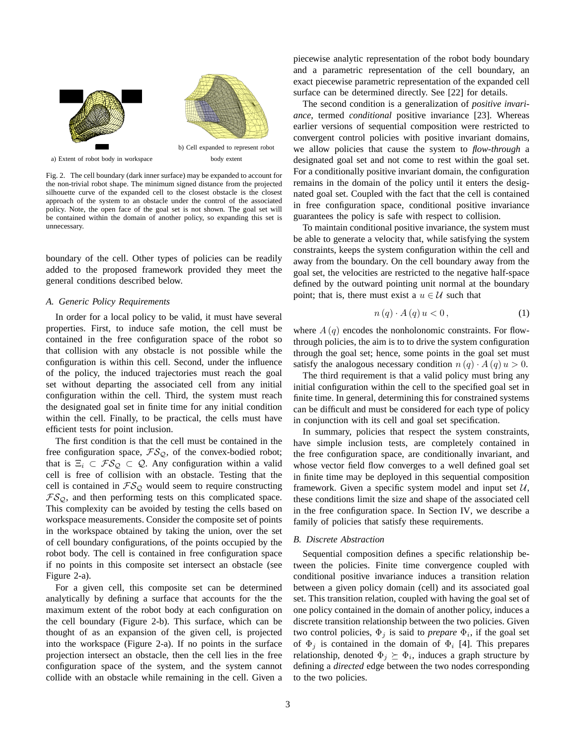a) Extent of robot body in workspace

b) Cell expanded to represent robot body extent

Fig. 2. The cell boundary (dark inner surface) may be expanded to account for the non-trivial robot shape. The minimum signed distance from the projected silhouette curve of the expanded cell to the closest obstacle is the closest approach of the system to an obstacle under the control of the associated policy. Note, the open face of the goal set is not shown. The goal set will be contained within the domain of another policy, so expanding this set is unnecessary.

boundary of the cell. Other types of policies can be readily added to the proposed framework provided they meet the general conditions described below.

### *A. Generic Policy Requirements*

In order for a local policy to be valid, it must have several properties. First, to induce safe motion, the cell must be contained in the free configuration space of the robot so that collision with any obstacle is not possible while the configuration is within this cell. Second, under the influence of the policy, the induced trajectories must reach the goal set without departing the associated cell from any initial configuration within the cell. Third, the system must reach the designated goal set in finite time for any initial condition within the cell. Finally, to be practical, the cells must have efficient tests for point inclusion.

The first condition is that the cell must be contained in the free configuration space, $\mathcal{FS}_{\mathcal{Q}}$, of the convex-bodied robot; that is $\Xi_i \subset \mathcal{FS}_{\mathcal{Q}} \subset \mathcal{Q}$. Any configuration within a valid cell is free of collision with an obstacle. Testing that the cell is contained in $\mathcal{FS}_{\mathcal{Q}}$ would seem to require constructing $\mathcal{FS}_{\mathcal{Q}}$, and then performing tests on this complicated space. This complexity can be avoided by testing the cells based on workspace measurements. Consider the composite set of points in the workspace obtained by taking the union, over the set of cell boundary configurations, of the points occupied by the robot body. The cell is contained in free configuration space if no points in this composite set intersect an obstacle (see Figure 2-a).

For a given cell, this composite set can be determined analytically by defining a surface that accounts for the the maximum extent of the robot body at each configuration on the cell boundary (Figure 2-b). This surface, which can be thought of as an expansion of the given cell, is projected into the workspace (Figure 2-a). If no points in the surface projection intersect an obstacle, then the cell lies in the free configuration space of the system, and the system cannot collide with an obstacle while remaining in the cell. Given a piecewise analytic representation of the robot body boundary and a parametric representation of the cell boundary, an exact piecewise parametric representation of the expanded cell surface can be determined directly. See [22] for details.

The second condition is a generalization of *positive invariance*, termed *conditional* positive invariance [23]. Whereas earlier versions of sequential composition were restricted to convergent control policies with positive invariant domains, we allow policies that cause the system to *flow-through* a designated goal set and not come to rest within the goal set. For a conditionally positive invariant domain, the configuration remains in the domain of the policy until it enters the designated goal set. Coupled with the fact that the cell is contained in free configuration space, conditional positive invariance guarantees the policy is safe with respect to collision.

To maintain conditional positive invariance, the system must be able to generate a velocity that, while satisfying the system constraints, keeps the system configuration within the cell and away from the boundary. On the cell boundary away from the goal set, the velocities are restricted to the negative half-space defined by the outward pointing unit normal at the boundary point; that is, there must exist a $u \in \mathcal{U}$ such that

$$n(q) \cdot A(q)\, u < 0\,, \tag{1}$$

where $A(q)$ encodes the nonholonomic constraints. For flow-through policies, the aim is to to drive the system configuration through the goal set; hence, some points in the goal set must satisfy the analogous necessary condition $n(q) \cdot A(q)\, u > 0$.

The third requirement is that a valid policy must bring any initial configuration within the cell to the specified goal set in finite time. In general, determining this for constrained systems can be difficult and must be considered for each type of policy in conjunction with its cell and goal set specification.

In summary, policies that respect the system constraints, have simple inclusion tests, are completely contained in the free configuration space, are conditionally invariant, and whose vector field flow converges to a well defined goal set in finite time may be deployed in this sequential composition framework. Given a specific system model and input set $\mathcal{U}$, these conditions limit the size and shape of the associated cell in the free configuration space. In Section IV, we describe a family of policies that satisfy these requirements.

### *B. Discrete Abstraction*

Sequential composition defines a specific relationship between the policies. Finite time convergence coupled with conditional positive invariance induces a transition relation between a given policy domain (cell) and its associated goal set. This transition relation, coupled with having the goal set of one policy contained in the domain of another policy, induces a discrete transition relationship between the two policies. Given two control policies, $\Phi_j$ is said to *prepare* $\Phi_i$, if the goal set of $\Phi_j$ is contained in the domain of $\Phi_i$ [4]. This prepares relationship, denoted $\Phi_j \succeq \Phi_i$, induces a graph structure by defining a *directed* edge between the two nodes corresponding to the two policies.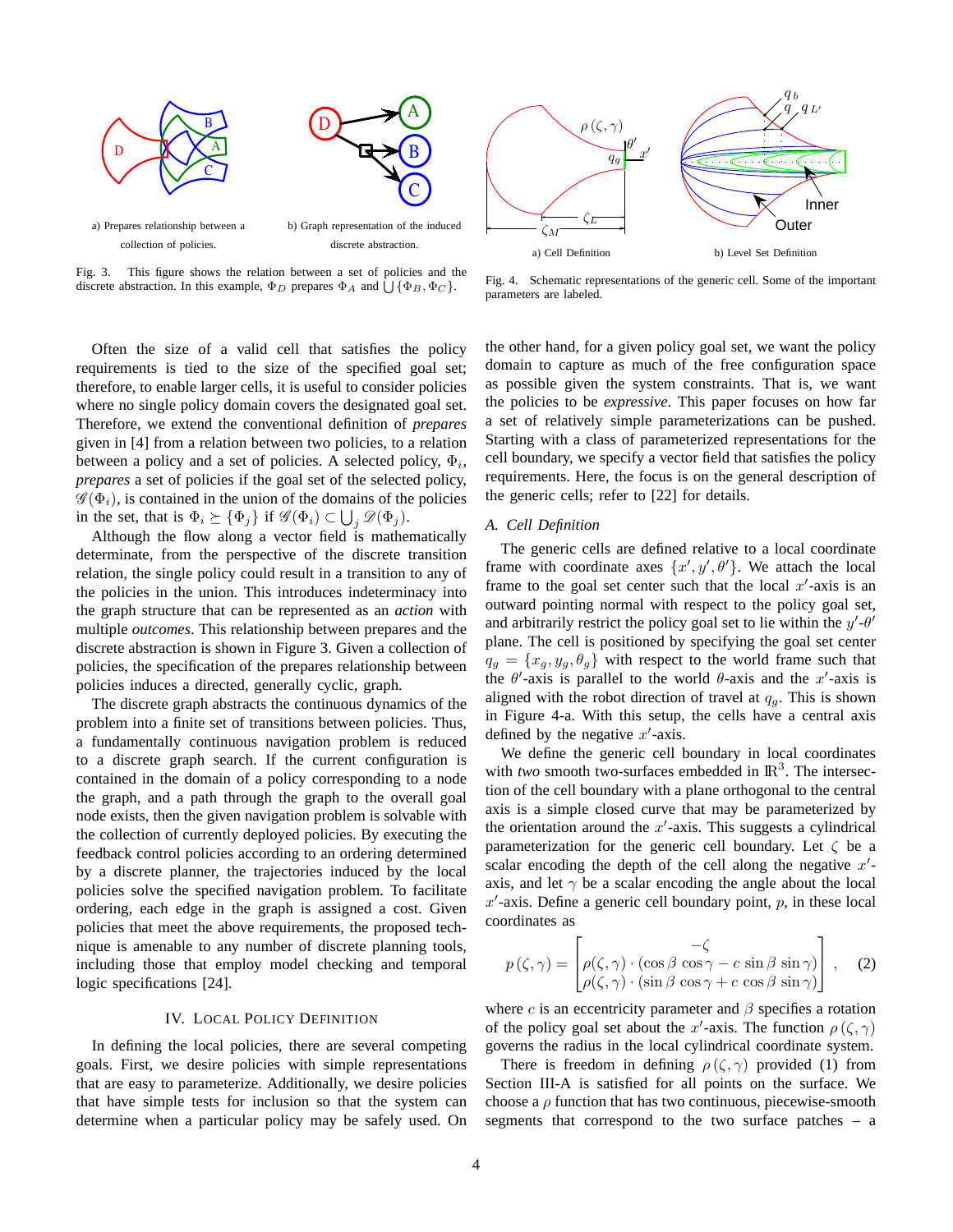a) Prepares relationship between a collection of policies.

b) Graph representation of the induced discrete abstraction.

Fig. 3. This figure shows the relation between a set of policies and the discrete abstraction. In this example, $\Phi_D$ prepares $\Phi_A$ and $\bigcup\{\Phi_B, \Phi_C\}$.

a) Cell Definition

b) Level Set Definition

Fig. 4. Schematic representations of the generic cell. Some of the important parameters are labeled.

Often the size of a valid cell that satisfies the policy requirements is tied to the size of the specified goal set; therefore, to enable larger cells, it is useful to consider policies where no single policy domain covers the designated goal set. Therefore, we extend the conventional definition of *prepares* given in [4] from a relation between two policies, to a relation between a policy and a set of policies. A selected policy, $\Phi_i$, *prepares* a set of policies if the goal set of the selected policy, $\mathscr{G}(\Phi_i)$, is contained in the union of the domains of the policies in the set, that is $\Phi_i \succeq \{\Phi_j\}$ if $\mathscr{G}(\Phi_i) \subset \bigcup_j \mathscr{D}(\Phi_j)$.

Although the flow along a vector field is mathematically determinate, from the perspective of the discrete transition relation, the single policy could result in a transition to any of the policies in the union. This introduces indeterminacy into the graph structure that can be represented as an *action* with multiple *outcomes*. This relationship between prepares and the discrete abstraction is shown in Figure 3. Given a collection of policies, the specification of the prepares relationship between policies induces a directed, generally cyclic, graph.

The discrete graph abstracts the continuous dynamics of the problem into a finite set of transitions between policies. Thus, a fundamentally continuous navigation problem is reduced to a discrete graph search. If the current configuration is contained in the domain of a policy corresponding to a node the graph, and a path through the graph to the overall goal node exists, then the given navigation problem is solvable with the collection of currently deployed policies. By executing the feedback control policies according to an ordering determined by a discrete planner, the trajectories induced by the local policies solve the specified navigation problem. To facilitate ordering, each edge in the graph is assigned a cost. Given policies that meet the above requirements, the proposed technique is amenable to any number of discrete planning tools, including those that employ model checking and temporal logic specifications [24].

## IV. Local Policy Definition

In defining the local policies, there are several competing goals. First, we desire policies with simple representations that are easy to parameterize. Additionally, we desire policies that have simple tests for inclusion so that the system can determine when a particular policy may be safely used. On the other hand, for a given policy goal set, we want the policy domain to capture as much of the free configuration space as possible given the system constraints. That is, we want the policies to be *expressive*. This paper focuses on how far a set of relatively simple parameterizations can be pushed. Starting with a class of parameterized representations for the cell boundary, we specify a vector field that satisfies the policy requirements. Here, the focus is on the general description of the generic cells; refer to [22] for details.

### A. Cell Definition

The generic cells are defined relative to a local coordinate frame with coordinate axes $\{x', y', \theta'\}$. We attach the local frame to the goal set center such that the local $x'$-axis is an outward pointing normal with respect to the policy goal set, and arbitrarily restrict the policy goal set to lie within the $y'$-$\theta'$ plane. The cell is positioned by specifying the goal set center $q_g = \{x_g, y_g, \theta_g\}$ with respect to the world frame such that the $\theta'$-axis is parallel to the world $\theta$-axis and the $x'$-axis is aligned with the robot direction of travel at $q_g$. This is shown in Figure 4-a. With this setup, the cells have a central axis defined by the negative $x'$-axis.

We define the generic cell boundary in local coordinates with *two* smooth two-surfaces embedded in $\mathbb{R}^3$. The intersection of the cell boundary with a plane orthogonal to the central axis is a simple closed curve that may be parameterized by the orientation around the $x'$-axis. This suggests a cylindrical parameterization for the generic cell boundary. Let $\zeta$ be a scalar encoding the depth of the cell along the negative $x'$-axis, and let $\gamma$ be a scalar encoding the angle about the local $x'$-axis. Define a generic cell boundary point, $p$, in these local coordinates as

$$p(\zeta,\gamma) = \begin{bmatrix} -\zeta \\ \rho(\zeta,\gamma)\cdot(\cos\beta\,\cos\gamma - c\,\sin\beta\,\sin\gamma) \\ \rho(\zeta,\gamma)\cdot(\sin\beta\,\cos\gamma + c\,\cos\beta\,\sin\gamma) \end{bmatrix}, \quad (2)$$

where $c$ is an eccentricity parameter and $\beta$ specifies a rotation of the policy goal set about the $x'$-axis. The function $\rho(\zeta,\gamma)$ governs the radius in the local cylindrical coordinate system.

There is freedom in defining $\rho(\zeta,\gamma)$ provided (1) from Section III-A is satisfied for all points on the surface. We choose a $\rho$ function that has two continuous, piecewise-smooth segments that correspond to the two surface patches – a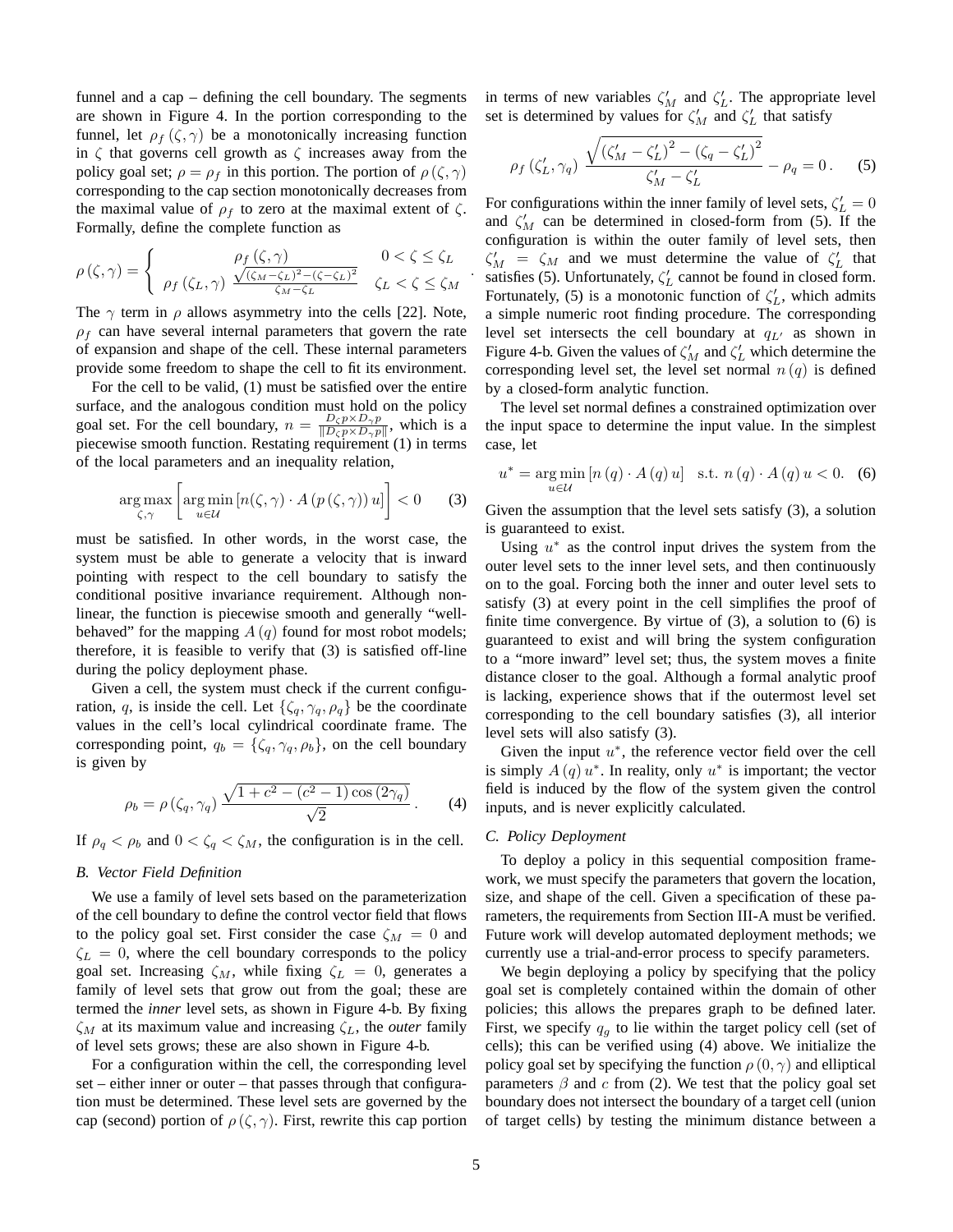funnel and a cap – defining the cell boundary. The segments are shown in Figure 4. In the portion corresponding to the funnel, let $\rho_f(\zeta,\gamma)$ be a monotonically increasing function in $\zeta$ that governs cell growth as $\zeta$ increases away from the policy goal set; $\rho = \rho_f$ in this portion. The portion of $\rho(\zeta,\gamma)$ corresponding to the cap section monotonically decreases from the maximal value of $\rho_f$ to zero at the maximal extent of $\zeta$. Formally, define the complete function as

$$\rho(\zeta,\gamma) = \begin{cases} \rho_f(\zeta,\gamma) & 0 < \zeta \leq \zeta_L \\ \rho_f(\zeta_L,\gamma)\, \frac{\sqrt{(\zeta_M-\zeta_L)^2-(\zeta-\zeta_L)^2}}{\zeta_M-\zeta_L} & \zeta_L < \zeta \leq \zeta_M \end{cases}.$$

The $\gamma$ term in $\rho$ allows asymmetry into the cells [22]. Note, $\rho_f$ can have several internal parameters that govern the rate of expansion and shape of the cell. These internal parameters provide some freedom to shape the cell to fit its environment.

For the cell to be valid, (1) must be satisfied over the entire surface, and the analogous condition must hold on the policy goal set. For the cell boundary, $n = \frac{D_\zeta p \times D_\gamma p}{\|D_\zeta p \times D_\gamma p\|}$, which is a piecewise smooth function. Restating requirement (1) in terms of the local parameters and an inequality relation,

$$\arg\max_{\zeta,\gamma}\left[\arg\min_{u\in\mathcal{U}}\left[n(\zeta,\gamma)\cdot A\left(p\left(\zeta,\gamma\right)\right)u\right]\right] < 0 \qquad (3)$$

must be satisfied. In other words, in the worst case, the system must be able to generate a velocity that is inward pointing with respect to the cell boundary to satisfy the conditional positive invariance requirement. Although nonlinear, the function is piecewise smooth and generally "well-behaved" for the mapping $A(q)$ found for most robot models; therefore, it is feasible to verify that (3) is satisfied off-line during the policy deployment phase.

Given a cell, the system must check if the current configuration, $q$, is inside the cell. Let $\{\zeta_q, \gamma_q, \rho_q\}$ be the coordinate values in the cell's local cylindrical coordinate frame. The corresponding point, $q_b = \{\zeta_q, \gamma_q, \rho_b\}$, on the cell boundary is given by

$$\rho_b = \rho(\zeta_q,\gamma_q)\, \frac{\sqrt{1+c^2-(c^2-1)\cos(2\gamma_q)}}{\sqrt{2}}\,. \qquad (4)$$

If $\rho_q < \rho_b$ and $0 < \zeta_q < \zeta_M$, the configuration is in the cell.

### B. Vector Field Definition

We use a family of level sets based on the parameterization of the cell boundary to define the control vector field that flows to the policy goal set. First consider the case $\zeta_M = 0$ and $\zeta_L = 0$, where the cell boundary corresponds to the policy goal set. Increasing $\zeta_M$, while fixing $\zeta_L = 0$, generates a family of level sets that grow out from the goal; these are termed the *inner* level sets, as shown in Figure 4-b. By fixing $\zeta_M$ at its maximum value and increasing $\zeta_L$, the *outer* family of level sets grows; these are also shown in Figure 4-b.

For a configuration within the cell, the corresponding level set – either inner or outer – that passes through that configuration must be determined. These level sets are governed by the cap (second) portion of $\rho(\zeta,\gamma)$. First, rewrite this cap portion in terms of new variables $\zeta'_M$ and $\zeta'_L$. The appropriate level set is determined by values for $\zeta'_M$ and $\zeta'_L$ that satisfy

$$\rho_f(\zeta'_L,\gamma_q)\, \frac{\sqrt{(\zeta'_M-\zeta'_L)^2-(\zeta_q-\zeta'_L)^2}}{\zeta'_M-\zeta'_L} - \rho_q = 0\,. \qquad (5)$$

For configurations within the inner family of level sets, $\zeta'_L = 0$ and $\zeta'_M$ can be determined in closed-form from (5). If the configuration is within the outer family of level sets, then $\zeta'_M = \zeta_M$ and we must determine the value of $\zeta'_L$ that satisfies (5). Unfortunately, $\zeta'_L$ cannot be found in closed form. Fortunately, (5) is a monotonic function of $\zeta'_L$, which admits a simple numeric root finding procedure. The corresponding level set intersects the cell boundary at $q_{L'}$ as shown in Figure 4-b. Given the values of $\zeta'_M$ and $\zeta'_L$ which determine the corresponding level set, the level set normal $n(q)$ is defined by a closed-form analytic function.

The level set normal defines a constrained optimization over the input space to determine the input value. In the simplest case, let

$$u^* = \arg\min_{u\in\mathcal{U}}\left[n(q)\cdot A(q)\,u\right] \quad \text{s.t. } n(q)\cdot A(q)\,u < 0. \quad (6)$$

Given the assumption that the level sets satisfy (3), a solution is guaranteed to exist.

Using $u^*$ as the control input drives the system from the outer level sets to the inner level sets, and then continuously on to the goal. Forcing both the inner and outer level sets to satisfy (3) at every point in the cell simplifies the proof of finite time convergence. By virtue of (3), a solution to (6) is guaranteed to exist and will bring the system configuration to a "more inward" level set; thus, the system moves a finite distance closer to the goal. Although a formal analytic proof is lacking, experience shows that if the outermost level set corresponding to the cell boundary satisfies (3), all interior level sets will also satisfy (3).

Given the input $u^*$, the reference vector field over the cell is simply $A(q)\,u^*$. In reality, only $u^*$ is important; the vector field is induced by the flow of the system given the control inputs, and is never explicitly calculated.

### C. Policy Deployment

To deploy a policy in this sequential composition framework, we must specify the parameters that govern the location, size, and shape of the cell. Given a specification of these parameters, the requirements from Section III-A must be verified. Future work will develop automated deployment methods; we currently use a trial-and-error process to specify parameters.

We begin deploying a policy by specifying that the policy goal set is completely contained within the domain of other policies; this allows the prepares graph to be defined later. First, we specify $q_g$ to lie within the target policy cell (set of cells); this can be verified using (4) above. We initialize the policy goal set by specifying the function $\rho(0,\gamma)$ and elliptical parameters $\beta$ and $c$ from (2). We test that the policy goal set boundary does not intersect the boundary of a target cell (union of target cells) by testing the minimum distance between a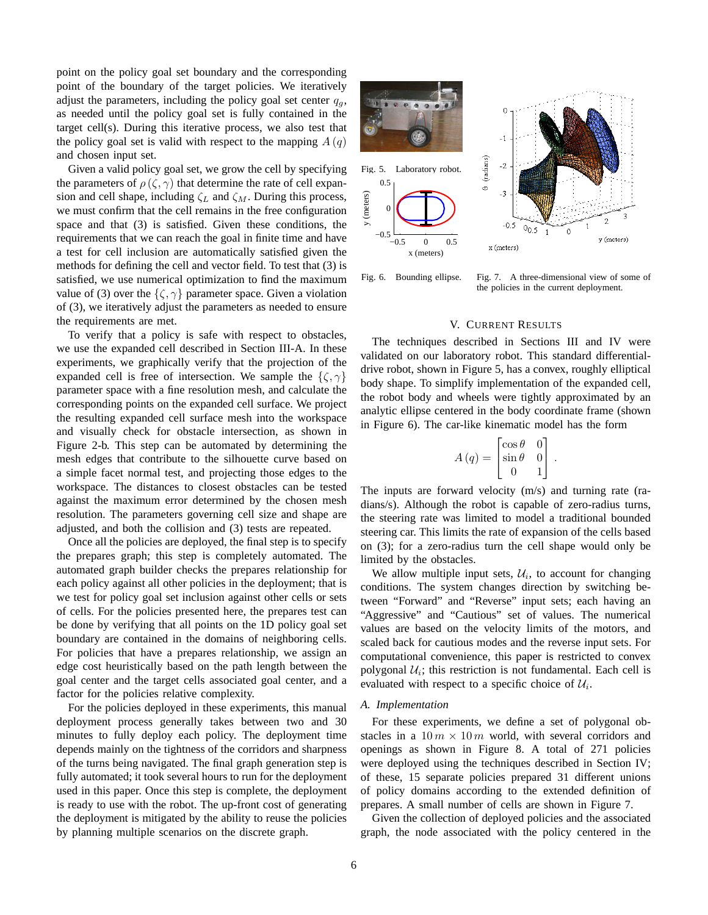point on the policy goal set boundary and the corresponding point of the boundary of the target policies. We iteratively adjust the parameters, including the policy goal set center $q_g$, as needed until the policy goal set is fully contained in the target cell(s). During this iterative process, we also test that the policy goal set is valid with respect to the mapping $A(q)$ and chosen input set.

Given a valid policy goal set, we grow the cell by specifying the parameters of $\rho(\zeta, \gamma)$ that determine the rate of cell expansion and cell shape, including $\zeta_L$ and $\zeta_M$. During this process, we must confirm that the cell remains in the free configuration space and that (3) is satisfied. Given these conditions, the requirements that we can reach the goal in finite time and have a test for cell inclusion are automatically satisfied given the methods for defining the cell and vector field. To test that (3) is satisfied, we use numerical optimization to find the maximum value of (3) over the $\{\zeta, \gamma\}$ parameter space. Given a violation of (3), we iteratively adjust the parameters as needed to ensure the requirements are met.

To verify that a policy is safe with respect to obstacles, we use the expanded cell described in Section III-A. In these experiments, we graphically verify that the projection of the expanded cell is free of intersection. We sample the $\{\zeta, \gamma\}$ parameter space with a fine resolution mesh, and calculate the corresponding points on the expanded cell surface. We project the resulting expanded cell surface mesh into the workspace and visually check for obstacle intersection, as shown in Figure 2-b. This step can be automated by determining the mesh edges that contribute to the silhouette curve based on a simple facet normal test, and projecting those edges to the workspace. The distances to closest obstacles can be tested against the maximum error determined by the chosen mesh resolution. The parameters governing cell size and shape are adjusted, and both the collision and (3) tests are repeated.

Once all the policies are deployed, the final step is to specify the prepares graph; this step is completely automated. The automated graph builder checks the prepares relationship for each policy against all other policies in the deployment; that is we test for policy goal set inclusion against other cells or sets of cells. For the policies presented here, the prepares test can be done by verifying that all points on the 1D policy goal set boundary are contained in the domains of neighboring cells. For policies that have a prepares relationship, we assign an edge cost heuristically based on the path length between the goal center and the target cells associated goal center, and a factor for the policies relative complexity.

For the policies deployed in these experiments, this manual deployment process generally takes between two and 30 minutes to fully deploy each policy. The deployment time depends mainly on the tightness of the corridors and sharpness of the turns being navigated. The final graph generation step is fully automated; it took several hours to run for the deployment used in this paper. Once this step is complete, the deployment is ready to use with the robot. The up-front cost of generating the deployment is mitigated by the ability to reuse the policies by planning multiple scenarios on the discrete graph.

Fig. 5. Laboratory robot.

Fig. 6. Bounding ellipse.

Fig. 7. A three-dimensional view of some of the policies in the current deployment.

## V. Current Results

The techniques described in Sections III and IV were validated on our laboratory robot. This standard differential-drive robot, shown in Figure 5, has a convex, roughly elliptical body shape. To simplify implementation of the expanded cell, the robot body and wheels were tightly approximated by an analytic ellipse centered in the body coordinate frame (shown in Figure 6). The car-like kinematic model has the form

$$A(q) = \begin{bmatrix} \cos\theta & 0 \\ \sin\theta & 0 \\ 0 & 1 \end{bmatrix}.$$

The inputs are forward velocity (m/s) and turning rate (radians/s). Although the robot is capable of zero-radius turns, the steering rate was limited to model a traditional bounded steering car. This limits the rate of expansion of the cells based on (3); for a zero-radius turn the cell shape would only be limited by the obstacles.

We allow multiple input sets, $\mathcal{U}_i$, to account for changing conditions. The system changes direction by switching between "Forward" and "Reverse" input sets; each having an "Aggressive" and "Cautious" set of values. The numerical values are based on the velocity limits of the motors, and scaled back for cautious modes and the reverse input sets. For computational convenience, this paper is restricted to convex polygonal $\mathcal{U}_i$; this restriction is not fundamental. Each cell is evaluated with respect to a specific choice of $\mathcal{U}_i$.

### A. Implementation

For these experiments, we define a set of polygonal obstacles in a $10\,m \times 10\,m$ world, with several corridors and openings as shown in Figure 8. A total of 271 policies were deployed using the techniques described in Section IV; of these, 15 separate policies prepared 31 different unions of policy domains according to the extended definition of prepares. A small number of cells are shown in Figure 7.

Given the collection of deployed policies and the associated graph, the node associated with the policy centered in the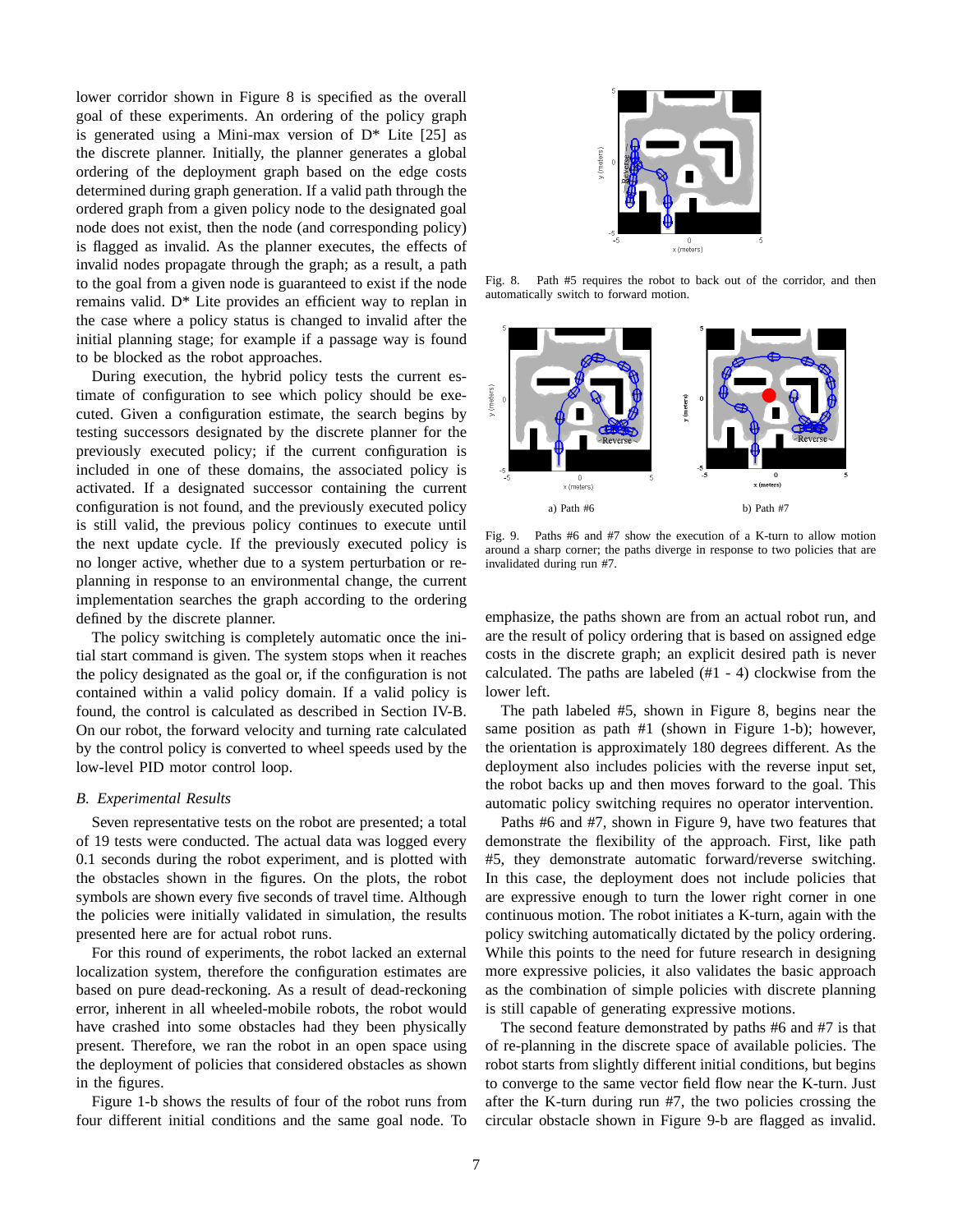lower corridor shown in Figure 8 is specified as the overall goal of these experiments. An ordering of the policy graph is generated using a Mini-max version of D* Lite [25] as the discrete planner. Initially, the planner generates a global ordering of the deployment graph based on the edge costs determined during graph generation. If a valid path through the ordered graph from a given policy node to the designated goal node does not exist, then the node (and corresponding policy) is flagged as invalid. As the planner executes, the effects of invalid nodes propagate through the graph; as a result, a path to the goal from a given node is guaranteed to exist if the node remains valid. D* Lite provides an efficient way to replan in the case where a policy status is changed to invalid after the initial planning stage; for example if a passage way is found to be blocked as the robot approaches.

During execution, the hybrid policy tests the current estimate of configuration to see which policy should be executed. Given a configuration estimate, the search begins by testing successors designated by the discrete planner for the previously executed policy; if the current configuration is included in one of these domains, the associated policy is activated. If a designated successor containing the current configuration is not found, and the previously executed policy is still valid, the previous policy continues to execute until the next update cycle. If the previously executed policy is no longer active, whether due to a system perturbation or re-planning in response to an environmental change, the current implementation searches the graph according to the ordering defined by the discrete planner.

The policy switching is completely automatic once the initial start command is given. The system stops when it reaches the policy designated as the goal or, if the configuration is not contained within a valid policy domain. If a valid policy is found, the control is calculated as described in Section IV-B. On our robot, the forward velocity and turning rate calculated by the control policy is converted to wheel speeds used by the low-level PID motor control loop.

### B. Experimental Results

Seven representative tests on the robot are presented; a total of 19 tests were conducted. The actual data was logged every 0.1 seconds during the robot experiment, and is plotted with the obstacles shown in the figures. On the plots, the robot symbols are shown every five seconds of travel time. Although the policies were initially validated in simulation, the results presented here are for actual robot runs.

For this round of experiments, the robot lacked an external localization system, therefore the configuration estimates are based on pure dead-reckoning. As a result of dead-reckoning error, inherent in all wheeled-mobile robots, the robot would have crashed into some obstacles had they been physically present. Therefore, we ran the robot in an open space using the deployment of policies that considered obstacles as shown in the figures.

Figure 1-b shows the results of four of the robot runs from four different initial conditions and the same goal node. To emphasize, the paths shown are from an actual robot run, and are the result of policy ordering that is based on assigned edge costs in the discrete graph; an explicit desired path is never calculated. The paths are labeled (#1 - 4) clockwise from the lower left.

Fig. 8. Path #5 requires the robot to back out of the corridor, and then automatically switch to forward motion.

a) Path #6

b) Path #7

Fig. 9. Paths #6 and #7 show the execution of a K-turn to allow motion around a sharp corner; the paths diverge in response to two policies that are invalidated during run #7.

The path labeled #5, shown in Figure 8, begins near the same position as path #1 (shown in Figure 1-b); however, the orientation is approximately 180 degrees different. As the deployment also includes policies with the reverse input set, the robot backs up and then moves forward to the goal. This automatic policy switching requires no operator intervention.

Paths #6 and #7, shown in Figure 9, have two features that demonstrate the flexibility of the approach. First, like path #5, they demonstrate automatic forward/reverse switching. In this case, the deployment does not include policies that are expressive enough to turn the lower right corner in one continuous motion. The robot initiates a K-turn, again with the policy switching automatically dictated by the policy ordering. While this points to the need for future research in designing more expressive policies, it also validates the basic approach as the combination of simple policies with discrete planning is still capable of generating expressive motions.

The second feature demonstrated by paths #6 and #7 is that of re-planning in the discrete space of available policies. The robot starts from slightly different initial conditions, but begins to converge to the same vector field flow near the K-turn. Just after the K-turn during run #7, the two policies crossing the circular obstacle shown in Figure 9-b are flagged as invalid.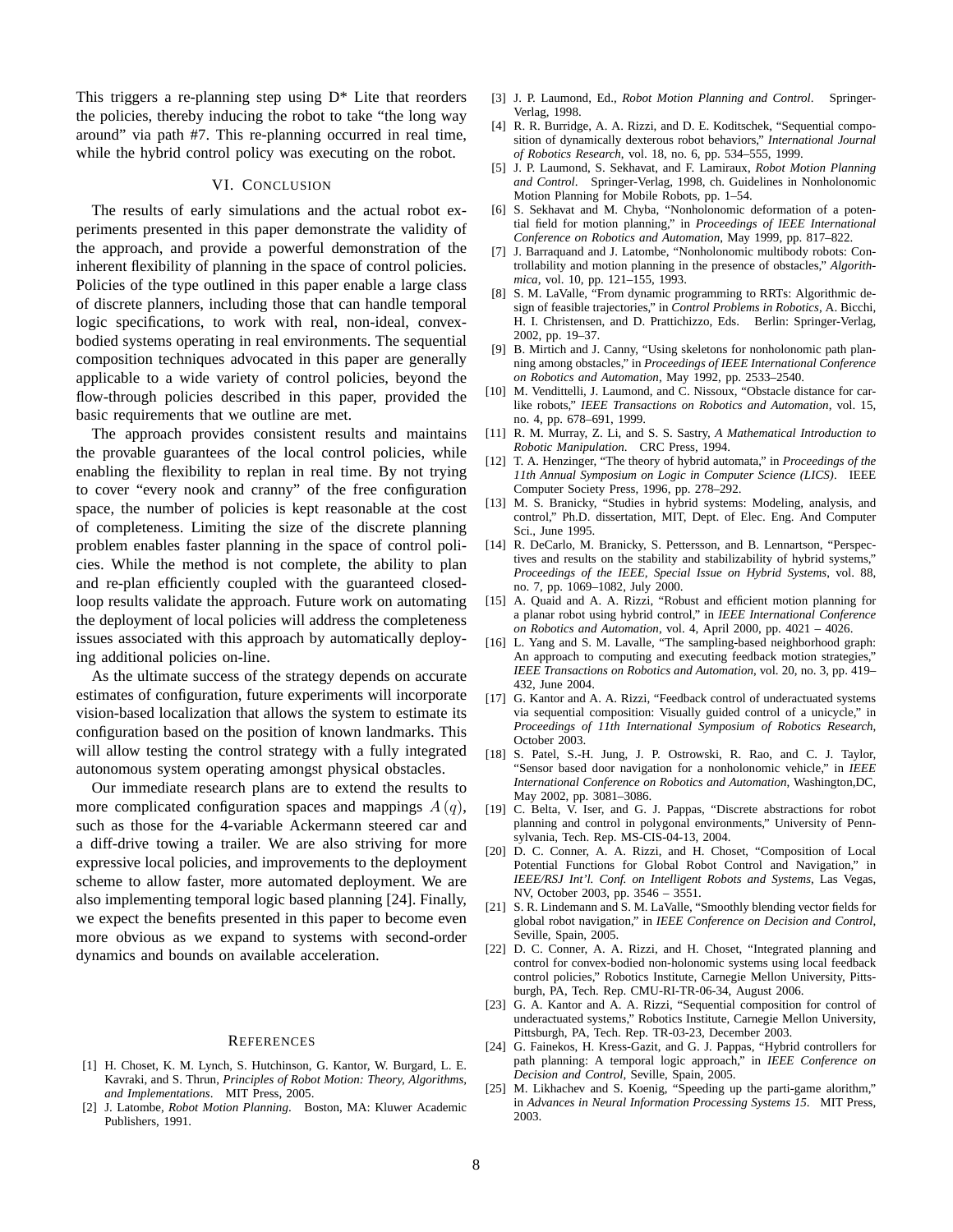This triggers a re-planning step using D* Lite that reorders the policies, thereby inducing the robot to take "the long way around" via path #7. This re-planning occurred in real time, while the hybrid control policy was executing on the robot.

## VI. Conclusion

The results of early simulations and the actual robot experiments presented in this paper demonstrate the validity of the approach, and provide a powerful demonstration of the inherent flexibility of planning in the space of control policies. Policies of the type outlined in this paper enable a large class of discrete planners, including those that can handle temporal logic specifications, to work with real, non-ideal, convex-bodied systems operating in real environments. The sequential composition techniques advocated in this paper are generally applicable to a wide variety of control policies, beyond the flow-through policies described in this paper, provided the basic requirements that we outline are met.

The approach provides consistent results and maintains the provable guarantees of the local control policies, while enabling the flexibility to replan in real time. By not trying to cover "every nook and cranny" of the free configuration space, the number of policies is kept reasonable at the cost of completeness. Limiting the size of the discrete planning problem enables faster planning in the space of control policies. While the method is not complete, the ability to plan and re-plan efficiently coupled with the guaranteed closed-loop results validate the approach. Future work on automating the deployment of local policies will address the completeness issues associated with this approach by automatically deploying additional policies on-line.

As the ultimate success of the strategy depends on accurate estimates of configuration, future experiments will incorporate vision-based localization that allows the system to estimate its configuration based on the position of known landmarks. This will allow testing the control strategy with a fully integrated autonomous system operating amongst physical obstacles.

Our immediate research plans are to extend the results to more complicated configuration spaces and mappings $A(q)$, such as those for the 4-variable Ackermann steered car and a diff-drive towing a trailer. We are also striving for more expressive local policies, and improvements to the deployment scheme to allow faster, more automated deployment. We are also implementing temporal logic based planning [24]. Finally, we expect the benefits presented in this paper to become even more obvious as we expand to systems with second-order dynamics and bounds on available acceleration.

## References

[1] H. Choset, K. M. Lynch, S. Hutchinson, G. Kantor, W. Burgard, L. E. Kavraki, and S. Thrun, *Principles of Robot Motion: Theory, Algorithms, and Implementations*. MIT Press, 2005.

[2] J. Latombe, *Robot Motion Planning*. Boston, MA: Kluwer Academic Publishers, 1991.

[3] J. P. Laumond, Ed., *Robot Motion Planning and Control*. Springer-Verlag, 1998.

[4] R. R. Burridge, A. A. Rizzi, and D. E. Koditschek, "Sequential composition of dynamically dexterous robot behaviors," *International Journal of Robotics Research*, vol. 18, no. 6, pp. 534–555, 1999.

[5] J. P. Laumond, S. Sekhavat, and F. Lamiraux, *Robot Motion Planning and Control*. Springer-Verlag, 1998, ch. Guidelines in Nonholonomic Motion Planning for Mobile Robots, pp. 1–54.

[6] S. Sekhavat and M. Chyba, "Nonholonomic deformation of a potential field for motion planning," in *Proceedings of IEEE International Conference on Robotics and Automation*, May 1999, pp. 817–822.

[7] J. Barraquand and J. Latombe, "Nonholonomic multibody robots: Controllability and motion planning in the presence of obstacles," *Algorithmica*, vol. 10, pp. 121–155, 1993.

[8] S. M. LaValle, "From dynamic programming to RRTs: Algorithmic design of feasible trajectories," in *Control Problems in Robotics*, A. Bicchi, H. I. Christensen, and D. Prattichizzo, Eds. Berlin: Springer-Verlag, 2002, pp. 19–37.

[9] B. Mirtich and J. Canny, "Using skeletons for nonholonomic path planning among obstacles," in *Proceedings of IEEE International Conference on Robotics and Automation*, May 1992, pp. 2533–2540.

[10] M. Vendittelli, J. Laumond, and C. Nissoux, "Obstacle distance for car-like robots," *IEEE Transactions on Robotics and Automation*, vol. 15, no. 4, pp. 678–691, 1999.

[11] R. M. Murray, Z. Li, and S. S. Sastry, *A Mathematical Introduction to Robotic Manipulation*. CRC Press, 1994.

[12] T. A. Henzinger, "The theory of hybrid automata," in *Proceedings of the 11th Annual Symposium on Logic in Computer Science (LICS)*. IEEE Computer Society Press, 1996, pp. 278–292.

[13] M. S. Branicky, "Studies in hybrid systems: Modeling, analysis, and control," Ph.D. dissertation, MIT, Dept. of Elec. Eng. And Computer Sci., June 1995.

[14] R. DeCarlo, M. Branicky, S. Pettersson, and B. Lennartson, "Perspectives and results on the stability and stabilizability of hybrid systems," *Proceedings of the IEEE, Special Issue on Hybrid Systems*, vol. 88, no. 7, pp. 1069–1082, July 2000.

[15] A. Quaid and A. A. Rizzi, "Robust and efficient motion planning for a planar robot using hybrid control," in *IEEE International Conference on Robotics and Automation*, vol. 4, April 2000, pp. 4021 – 4026.

[16] L. Yang and S. M. Lavalle, "The sampling-based neighborhood graph: An approach to computing and executing feedback motion strategies," *IEEE Transactions on Robotics and Automation*, vol. 20, no. 3, pp. 419–432, June 2004.

[17] G. Kantor and A. A. Rizzi, "Feedback control of underactuated systems via sequential composition: Visually guided control of a unicycle," in *Proceedings of 11th International Symposium of Robotics Research*, October 2003.

[18] S. Patel, S.-H. Jung, J. P. Ostrowski, R. Rao, and C. J. Taylor, "Sensor based door navigation for a nonholonomic vehicle," in *IEEE International Conference on Robotics and Automation*, Washington,DC, May 2002, pp. 3081–3086.

[19] C. Belta, V. Iser, and G. J. Pappas, "Discrete abstractions for robot planning and control in polygonal environments," University of Pennsylvania, Tech. Rep. MS-CIS-04-13, 2004.

[20] D. C. Conner, A. A. Rizzi, and H. Choset, "Composition of Local Potential Functions for Global Robot Control and Navigation," in *IEEE/RSJ Int'l. Conf. on Intelligent Robots and Systems*, Las Vegas, NV, October 2003, pp. 3546 – 3551.

[21] S. R. Lindemann and S. M. LaValle, "Smoothly blending vector fields for global robot navigation," in *IEEE Conference on Decision and Control*, Seville, Spain, 2005.

[22] D. C. Conner, A. A. Rizzi, and H. Choset, "Integrated planning and control for convex-bodied non-holonomic systems using local feedback control policies," Robotics Institute, Carnegie Mellon University, Pittsburgh, PA, Tech. Rep. CMU-RI-TR-06-34, August 2006.

[23] G. A. Kantor and A. A. Rizzi, "Sequential composition for control of underactuated systems," Robotics Institute, Carnegie Mellon University, Pittsburgh, PA, Tech. Rep. TR-03-23, December 2003.

[24] G. Fainekos, H. Kress-Gazit, and G. J. Pappas, "Hybrid controllers for path planning: A temporal logic approach," in *IEEE Conference on Decision and Control*, Seville, Spain, 2005.

[25] M. Likhachev and S. Koenig, "Speeding up the parti-game alorithm," in *Advances in Neural Information Processing Systems 15*. MIT Press, 2003.